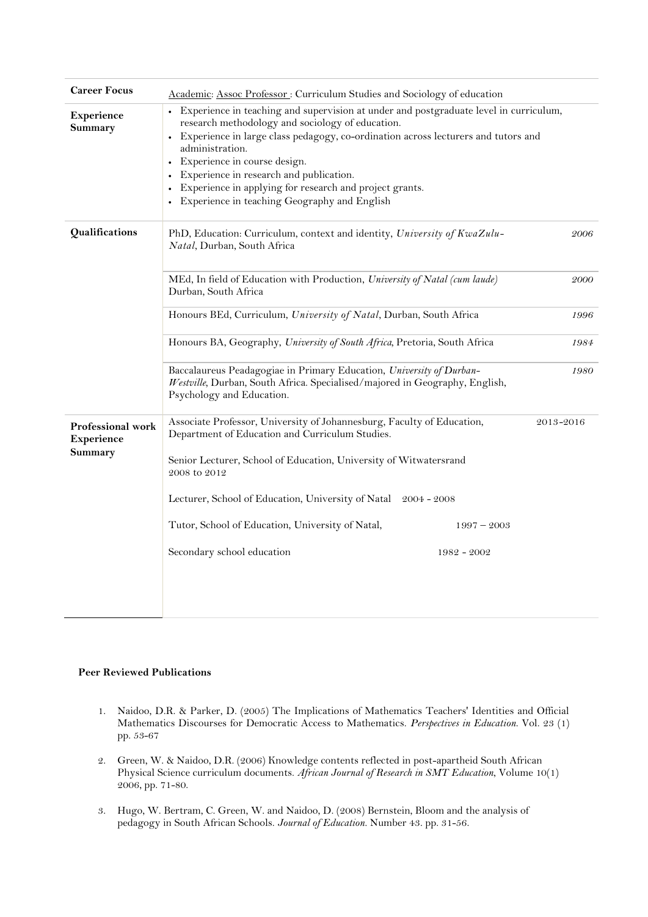| **Career Focus** | Academic: Assoc Professor : Curriculum Studies and Sociology of education | |
|---|---|---|
| **Experience Summary** | • Experience in teaching and supervision at under and postgraduate level in curriculum, research methodology and sociology of education.<br>• Experience in large class pedagogy, co-ordination across lecturers and tutors and administration.<br>• Experience in course design.<br>• Experience in research and publication.<br>• Experience in applying for research and project grants.<br>• Experience in teaching Geography and English | |
| **Qualifications** | PhD, Education: Curriculum, context and identity, *University of KwaZulu-Natal*, Durban, South Africa | *2006* |
| | MEd, In field of Education with Production, *University of Natal (cum laude)* Durban, South Africa | *2000* |
| | Honours BEd, Curriculum, *University of Natal*, Durban, South Africa | *1996* |
| | Honours BA, Geography, *University of South Africa*, Pretoria, South Africa | *1984* |
| | Baccalaureus Peadagogiae in Primary Education, *University of Durban-Westville*, Durban, South Africa. Specialised/majored in Geography, English, Psychology and Education. | *1980* |
| **Professional work Experience Summary** | Associate Professor, University of Johannesburg, Faculty of Education, Department of Education and Curriculum Studies. | 2013-2016 |
| | Senior Lecturer, School of Education, University of Witwatersrand 2008 to 2012 | |
| | Lecturer, School of Education, University of Natal 2004 - 2008 | |
| | Tutor, School of Education, University of Natal, 1997 – 2003 | |
| | Secondary school education 1982 - 2002 | |

**Peer Reviewed Publications**

1. Naidoo, D.R. & Parker, D. (2005) The Implications of Mathematics Teachers' Identities and Official Mathematics Discourses for Democratic Access to Mathematics. *Perspectives in Education.* Vol. 23 (1) pp. 53-67

2. Green, W. & Naidoo, D.R. (2006) Knowledge contents reflected in post-apartheid South African Physical Science curriculum documents. *African Journal of Research in SMT Education*, Volume 10(1) 2006, pp. 71-80.

3. Hugo, W. Bertram, C. Green, W. and Naidoo, D. (2008) Bernstein, Bloom and the analysis of pedagogy in South African Schools. *Journal of Education.* Number 43. pp. 31-56.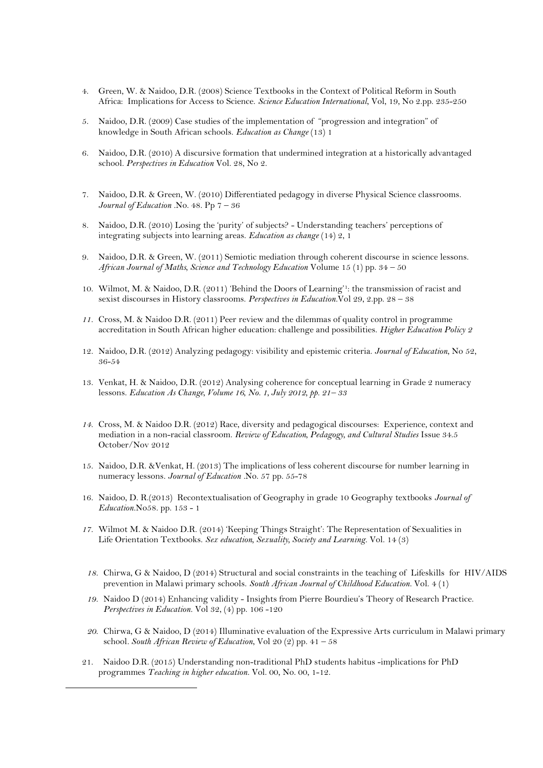4. Green, W. & Naidoo, D.R. (2008) Science Textbooks in the Context of Political Reform in South Africa: Implications for Access to Science. *Science Education International*, Vol, 19, No 2.pp. 235-250

5. Naidoo, D.R. (2009) Case studies of the implementation of "progression and integration" of knowledge in South African schools. *Education as Change* (13) 1

6. Naidoo, D.R. (2010) A discursive formation that undermined integration at a historically advantaged school. *Perspectives in Education* Vol. 28, No 2.

7. Naidoo, D.R. & Green, W. (2010) Differentiated pedagogy in diverse Physical Science classrooms. *Journal of Education* .No. 48. Pp 7 – 36

8. Naidoo, D.R. (2010) Losing the 'purity' of subjects? - Understanding teachers' perceptions of integrating subjects into learning areas. *Education as change* (14) 2, 1

9. Naidoo, D.R. & Green, W. (2011) Semiotic mediation through coherent discourse in science lessons. *African Journal of Maths, Science and Technology Education* Volume 15 (1) pp. 34 – 50

10. Wilmot, M. & Naidoo, D.R. (2011) 'Behind the Doors of Learning'[1]: the transmission of racist and sexist discourses in History classrooms. *Perspectives in Education.*Vol 29, 2.pp. 28 – 38

11. Cross, M. & Naidoo D.R. (2011) Peer review and the dilemmas of quality control in programme accreditation in South African higher education: challenge and possibilities. *Higher Education Policy 2*

12. Naidoo, D.R. (2012) Analyzing pedagogy: visibility and epistemic criteria. *Journal of Education*, No 52, 36-54

13. Venkat, H. & Naidoo, D.R. (2012) Analysing coherence for conceptual learning in Grade 2 numeracy lessons. *Education As Change, Volume 16, No. 1, July 2012, pp. 21– 33*

14. Cross, M. & Naidoo D.R. (2012) Race, diversity and pedagogical discourses: Experience, context and mediation in a non-racial classroom. *Review of Education, Pedagogy, and Cultural Studies* Issue 34.5 October/Nov 2012

15. Naidoo, D.R. &Venkat, H. (2013) The implications of less coherent discourse for number learning in numeracy lessons. *Journal of Education* .No. 57 pp. 55-78

16. Naidoo, D. R.(2013) Recontextualisation of Geography in grade 10 Geography textbooks *Journal of Education.*No58. pp. 153 - 1

17. Wilmot M. & Naidoo D.R. (2014) 'Keeping Things Straight': The Representation of Sexualities in Life Orientation Textbooks. *Sex education, Sexuality, Society and Learning.* Vol. 14 (3)

18. Chirwa, G & Naidoo, D (2014) Structural and social constraints in the teaching of Lifeskills for HIV/AIDS prevention in Malawi primary schools. *South African Journal of Childhood Education.* Vol. 4 (1)

19. Naidoo D (2014) Enhancing validity - Insights from Pierre Bourdieu's Theory of Research Practice. *Perspectives in Education.* Vol 32, (4) pp. 106 -120

20. Chirwa, G & Naidoo, D (2014) Illuminative evaluation of the Expressive Arts curriculum in Malawi primary school. *South African Review of Education*, Vol 20 (2) pp. 41 – 58

21. Naidoo D.R. (2015) Understanding non-traditional PhD students habitus -implications for PhD programmes *Teaching in higher education.* Vol. 00, No. 00, 1-12.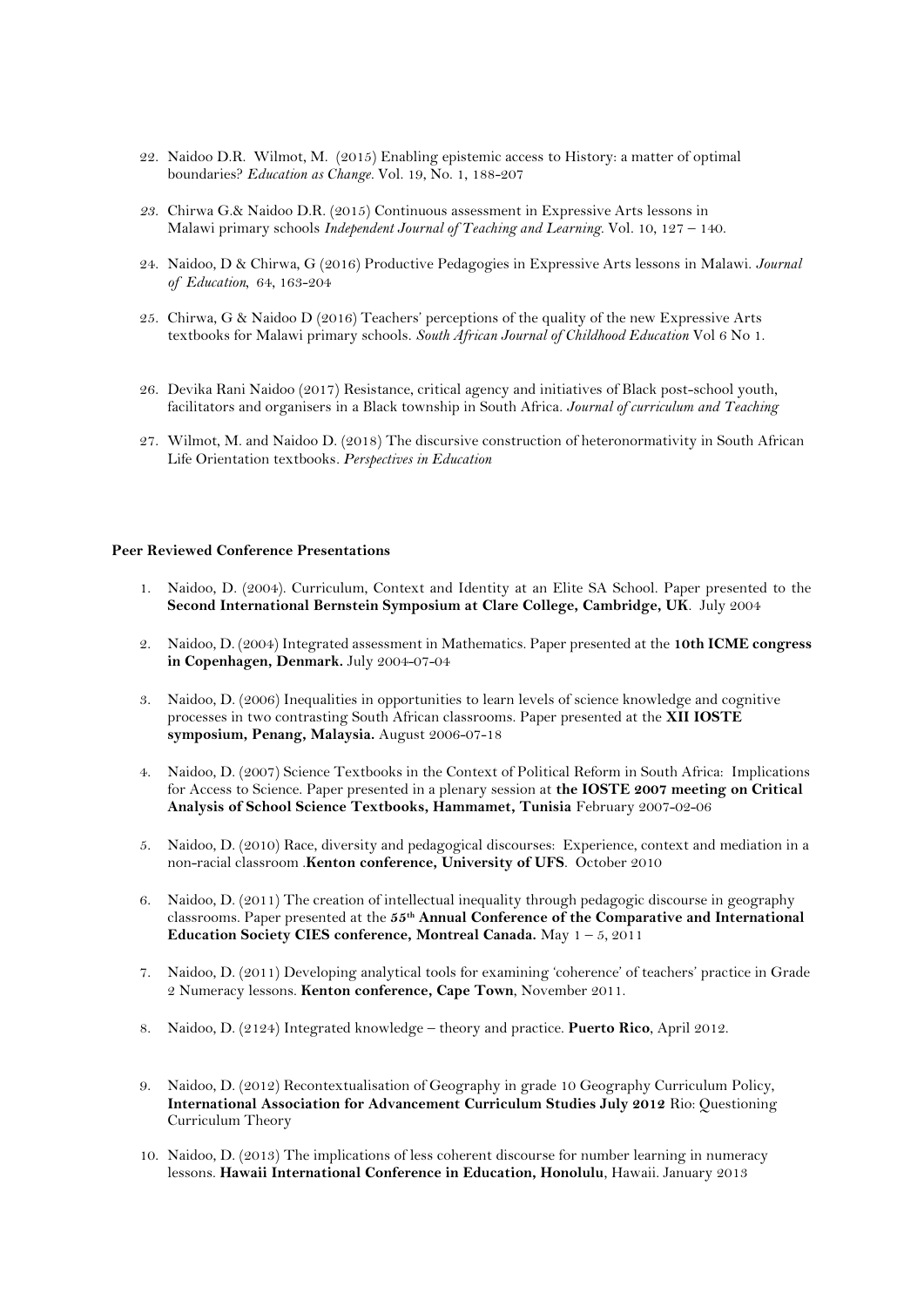22. Naidoo D.R. Wilmot, M. (2015) Enabling epistemic access to History: a matter of optimal boundaries? *Education as Change*. Vol. 19, No. 1, 188-207

23. Chirwa G.& Naidoo D.R. (2015) Continuous assessment in Expressive Arts lessons in Malawi primary schools *Independent Journal of Teaching and Learning*. Vol. 10, 127 – 140.

24. Naidoo, D & Chirwa, G (2016) Productive Pedagogies in Expressive Arts lessons in Malawi. *Journal of Education*, 64, 163-204

25. Chirwa, G & Naidoo D (2016) Teachers' perceptions of the quality of the new Expressive Arts textbooks for Malawi primary schools. *South African Journal of Childhood Education* Vol 6 No 1.

26. Devika Rani Naidoo (2017) Resistance, critical agency and initiatives of Black post-school youth, facilitators and organisers in a Black township in South Africa. *Journal of curriculum and Teaching*

27. Wilmot, M. and Naidoo D. (2018) The discursive construction of heteronormativity in South African Life Orientation textbooks. *Perspectives in Education*

**Peer Reviewed Conference Presentations**

1. Naidoo, D. (2004). Curriculum, Context and Identity at an Elite SA School. Paper presented to the **Second International Bernstein Symposium at Clare College, Cambridge, UK**. July 2004

2. Naidoo, D. (2004) Integrated assessment in Mathematics. Paper presented at the **10th ICME congress in Copenhagen, Denmark.** July 2004-07-04

3. Naidoo, D. (2006) Inequalities in opportunities to learn levels of science knowledge and cognitive processes in two contrasting South African classrooms. Paper presented at the **XII IOSTE symposium, Penang, Malaysia.** August 2006-07-18

4. Naidoo, D. (2007) Science Textbooks in the Context of Political Reform in South Africa: Implications for Access to Science. Paper presented in a plenary session at **the IOSTE 2007 meeting on Critical Analysis of School Science Textbooks, Hammamet, Tunisia** February 2007-02-06

5. Naidoo, D. (2010) Race, diversity and pedagogical discourses: Experience, context and mediation in a non-racial classroom .**Kenton conference, University of UFS**. October 2010

6. Naidoo, D. (2011) The creation of intellectual inequality through pedagogic discourse in geography classrooms. Paper presented at the **55th Annual Conference of the Comparative and International Education Society CIES conference, Montreal Canada.** May 1 – 5, 2011

7. Naidoo, D. (2011) Developing analytical tools for examining 'coherence' of teachers' practice in Grade 2 Numeracy lessons. **Kenton conference, Cape Town**, November 2011.

8. Naidoo, D. (2124) Integrated knowledge – theory and practice. **Puerto Rico**, April 2012.

9. Naidoo, D. (2012) Recontextualisation of Geography in grade 10 Geography Curriculum Policy, **International Association for Advancement Curriculum Studies July 2012** Rio: Questioning Curriculum Theory

10. Naidoo, D. (2013) The implications of less coherent discourse for number learning in numeracy lessons. **Hawaii International Conference in Education, Honolulu**, Hawaii. January 2013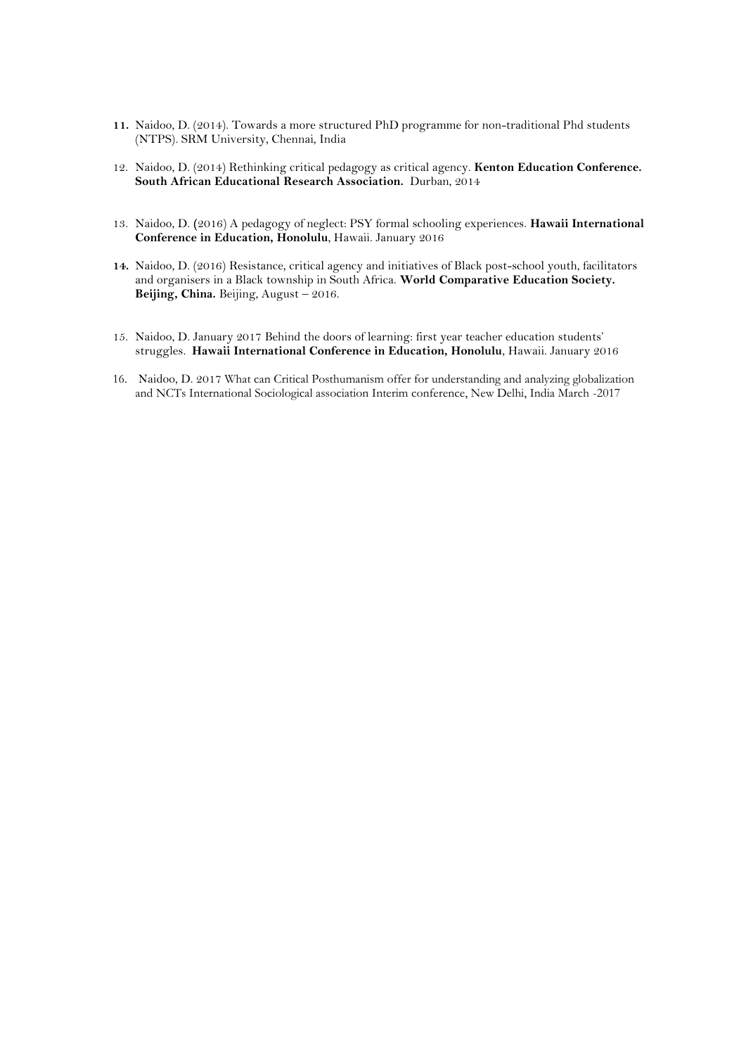11. Naidoo, D. (2014). Towards a more structured PhD programme for non-traditional Phd students (NTPS). SRM University, Chennai, India

12. Naidoo, D. (2014) Rethinking critical pedagogy as critical agency. **Kenton Education Conference. South African Educational Research Association.** Durban, 2014

13. Naidoo, D. (2016) A pedagogy of neglect: PSY formal schooling experiences. **Hawaii International Conference in Education, Honolulu**, Hawaii. January 2016

14. Naidoo, D. (2016) Resistance, critical agency and initiatives of Black post-school youth, facilitators and organisers in a Black township in South Africa. **World Comparative Education Society. Beijing, China.** Beijing, August – 2016.

15. Naidoo, D. January 2017 Behind the doors of learning: first year teacher education students' struggles. **Hawaii International Conference in Education, Honolulu**, Hawaii. January 2016

16. Naidoo, D. 2017 What can Critical Posthumanism offer for understanding and analyzing globalization and NCTs International Sociological association Interim conference, New Delhi, India March -2017